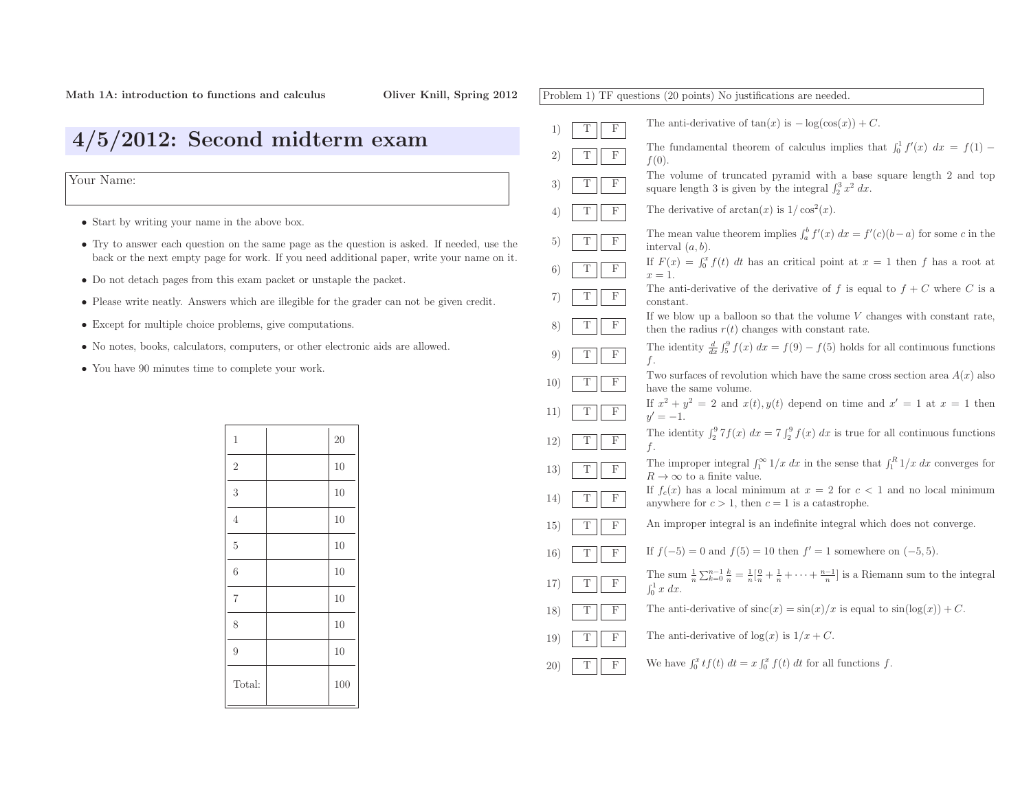Math 1A: introduction to functions and calculus — Oliver Knill, Spring 2012

# 4/5/2012: Second midterm exam

| Your Name: |
|---|
| |

- Start by writing your name in the above box.
- Try to answer each question on the same page as the question is asked. If needed, use the back or the next empty page for work. If you need additional paper, write your name on it.
- Do not detach pages from this exam packet or unstaple the packet.
- Please write neatly. Answers which are illegible for the grader can not be given credit.
- Except for multiple choice problems, give computations.
- No notes, books, calculators, computers, or other electronic aids are allowed.
- You have 90 minutes time to complete your work.

| | | |
|---|---|---|
| 1 | | 20 |
| 2 | | 10 |
| 3 | | 10 |
| 4 | | 10 |
| 5 | | 10 |
| 6 | | 10 |
| 7 | | 10 |
| 8 | | 10 |
| 9 | | 10 |
| Total: | | 100 |

Problem 1) TF questions (20 points) No justifications are needed.

1) T F The anti-derivative of $\tan(x)$ is $-\log(\cos(x)) + C$.

2) T F The fundamental theorem of calculus implies that $\int_0^1 f'(x)\, dx = f(1) - f(0)$.

3) T F The volume of truncated pyramid with a base square length 2 and top square length 3 is given by the integral $\int_2^3 x^2\, dx$.

4) T F The derivative of $\arctan(x)$ is $1/\cos^2(x)$.

5) T F The mean value theorem implies $\int_a^b f'(x)\, dx = f'(c)(b-a)$ for some $c$ in the interval $(a, b)$.

6) T F If $F(x) = \int_0^x f(t)\, dt$ has an critical point at $x = 1$ then $f$ has a root at $x = 1$.

7) T F The anti-derivative of the derivative of $f$ is equal to $f + C$ where $C$ is a constant.

8) T F If we blow up a balloon so that the volume $V$ changes with constant rate, then the radius $r(t)$ changes with constant rate.

9) T F The identity $\frac{d}{dx} \int_5^9 f(x)\, dx = f(9) - f(5)$ holds for all continuous functions $f$.

10) T F Two surfaces of revolution which have the same cross section area $A(x)$ also have the same volume.

11) T F If $x^2 + y^2 = 2$ and $x(t), y(t)$ depend on time and $x' = 1$ at $x = 1$ then $y' = -1$.

12) T F The identity $\int_2^9 7f(x)\, dx = 7 \int_2^9 f(x)\, dx$ is true for all continuous functions $f$.

13) T F The improper integral $\int_1^\infty 1/x\, dx$ in the sense that $\int_1^R 1/x\, dx$ converges for $R \to \infty$ to a finite value.

14) T F If $f_c(x)$ has a local minimum at $x = 2$ for $c < 1$ and no local minimum anywhere for $c > 1$, then $c = 1$ is a catastrophe.

15) T F An improper integral is an indefinite integral which does not converge.

16) T F If $f(-5) = 0$ and $f(5) = 10$ then $f' = 1$ somewhere on $(-5, 5)$.

17) T F The sum $\frac{1}{n} \sum_{k=0}^{n-1} \frac{k}{n} = \frac{1}{n}[\frac{0}{n} + \frac{1}{n} + \cdots + \frac{n-1}{n}]$ is a Riemann sum to the integral $\int_0^1 x\, dx$.

18) T F The anti-derivative of $\text{sinc}(x) = \sin(x)/x$ is equal to $\sin(\log(x)) + C$.

19) T F The anti-derivative of $\log(x)$ is $1/x + C$.

20) T F We have $\int_0^x t f(t)\, dt = x \int_0^x f(t)\, dt$ for all functions $f$.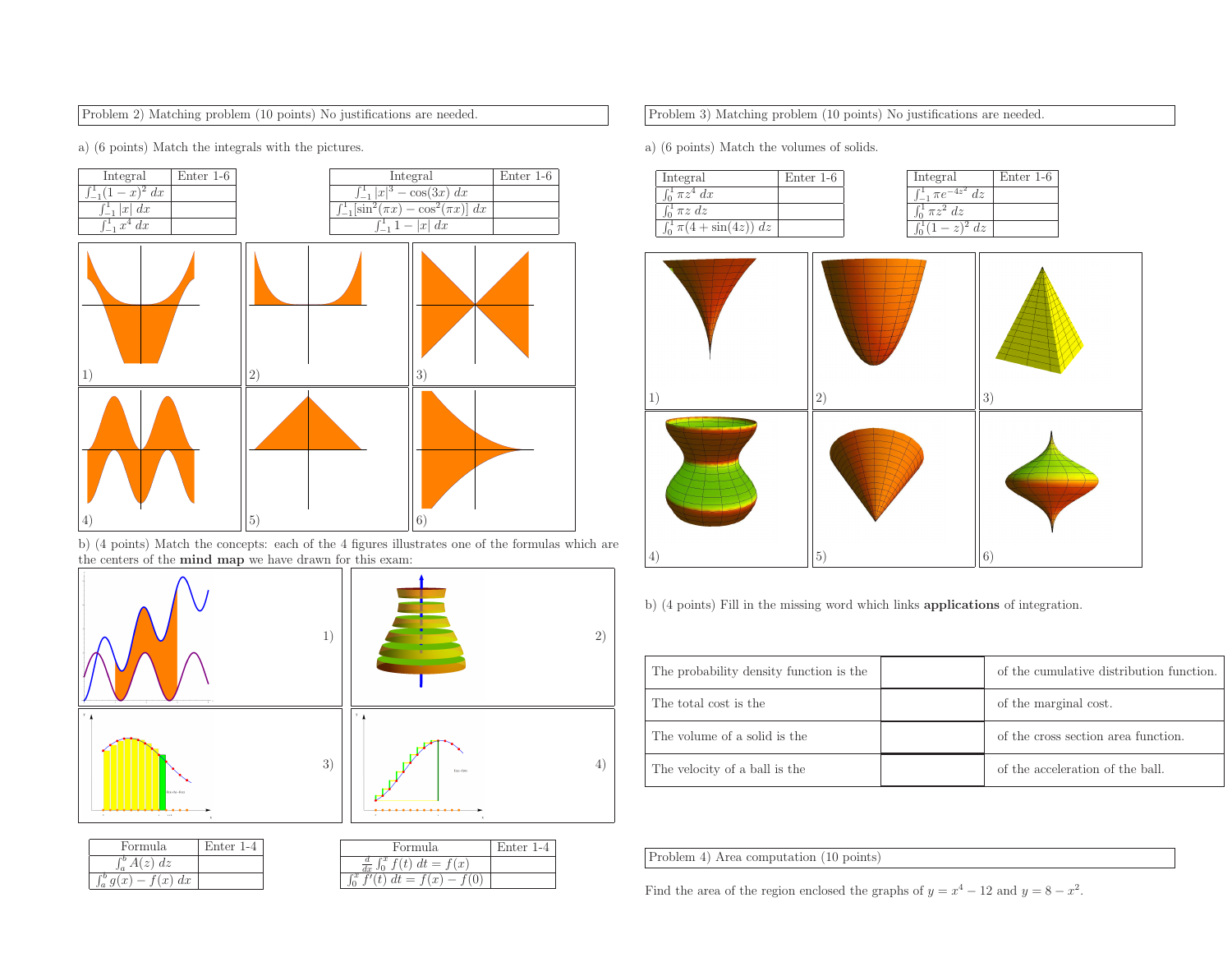Problem 2) Matching problem (10 points) No justifications are needed.

a) (6 points) Match the integrals with the pictures.

| Integral | Enter 1-6 |
| --- | --- |
| $\int_{-1}^{1} (1-x)^2 \, dx$ | |
| $\int_{-1}^{1} \lvert x \rvert \, dx$ | |
| $\int_{-1}^{1} x^4 \, dx$ | |

| Integral | Enter 1-6 |
| --- | --- |
| $\int_{-1}^{1} \lvert x \rvert^3 - \cos(3x) \, dx$ | |
| $\int_{-1}^{1} [\sin^2(\pi x) - \cos^2(\pi x)] \, dx$ | |
| $\int_{-1}^{1} 1 - \lvert x \rvert \, dx$ | |

1) 2) 3) 4) 5) 6)

b) (4 points) Match the concepts: each of the 4 figures illustrates one of the formulas which are the centers of the **mind map** we have drawn for this exam:

1) 2) 3) 4)

| Formula | Enter 1-4 |
| --- | --- |
| $\int_a^b A(z) \, dz$ | |
| $\int_a^b g(x) - f(x) \, dx$ | |

| Formula | Enter 1-4 |
| --- | --- |
| $\frac{d}{dx} \int_0^x f(t) \, dt = f(x)$ | |
| $\int_0^x f'(t) \, dt = f(x) - f(0)$ | |

Problem 3) Matching problem (10 points) No justifications are needed.

a) (6 points) Match the volumes of solids.

| Integral | Enter 1-6 |
| --- | --- |
| $\int_0^1 \pi z^4 \, dx$ | |
| $\int_0^1 \pi z \, dz$ | |
| $\int_0^1 \pi(4 + \sin(4z)) \, dz$ | |

| Integral | Enter 1-6 |
| --- | --- |
| $\int_{-1}^{1} \pi e^{-4z^2} \, dz$ | |
| $\int_0^1 \pi z^2 \, dz$ | |
| $\int_0^1 (1-z)^2 \, dz$ | |

1) 2) 3) 4) 5) 6)

b) (4 points) Fill in the missing word which links **applications** of integration.

| | | |
| --- | --- | --- |
| The probability density function is the | | of the cumulative distribution function. |
| The total cost is the | | of the marginal cost. |
| The volume of a solid is the | | of the cross section area function. |
| The velocity of a ball is the | | of the acceleration of the ball. |

Problem 4) Area computation (10 points)

Find the area of the region enclosed the graphs of $y = x^4 - 12$ and $y = 8 - x^2$.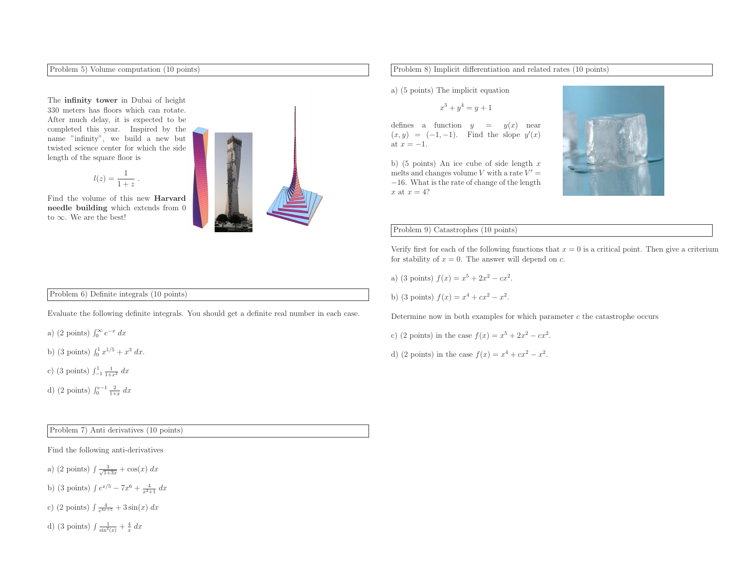## Problem 5) Volume computation (10 points)

The **infinity tower** in Dubai of height 330 meters has floors which can rotate. After much delay, it is expected to be completed this year. Inspired by the name "infinity", we build a new but twisted science center for which the side length of the square floor is

$$l(z) = \frac{1}{1+z} .$$

Find the volume of this new **Harvard needle building** which extends from 0 to $\infty$. We are the best!

## Problem 6) Definite integrals (10 points)

Evaluate the following definite integrals. You should get a definite real number in each case.

a) (2 points) $\int_0^\infty e^{-x}\, dx$

b) (3 points) $\int_0^1 x^{1/5} + x^3\, dx$.

c) (3 points) $\int_{-1}^1 \frac{1}{1+x^2}\, dx$

d) (2 points) $\int_0^{e-1} \frac{2}{1+x}\, dx$

## Problem 7) Anti derivatives (10 points)

Find the following anti-derivatives

a) (2 points) $\int \frac{3}{\sqrt{1+3x}} + \cos(x)\, dx$

b) (3 points) $\int e^{x/5} - 7x^6 + \frac{4}{x^2+1}\, dx$

c) (2 points) $\int \frac{4}{e^{4x+5}} + 3\sin(x)\, dx$

d) (3 points) $\int \frac{1}{\sin^2(x)} + \frac{4}{x}\, dx$

## Problem 8) Implicit differentiation and related rates (10 points)

a) (5 points) The implicit equation

$$x^3 + y^4 = y + 1$$

defines a function $y = y(x)$ near $(x, y) = (-1, -1)$. Find the slope $y'(x)$ at $x = -1$.

b) (5 points) An ice cube of side length $x$ melts and changes volume $V$ with a rate $V' = -16$. What is the rate of change of the length $x$ at $x = 4$?

## Problem 9) Catastrophes (10 points)

Verify first for each of the following functions that $x = 0$ is a critical point. Then give a criterium for stability of $x = 0$. The answer will depend on $c$.

a) (3 points) $f(x) = x^5 + 2x^2 - cx^2$.

b) (3 points) $f(x) = x^4 + cx^2 - x^2$.

Determine now in both examples for which parameter $c$ the catastrophe occurs

c) (2 points) in the case $f(x) = x^5 + 2x^2 - cx^2$.

d) (2 points) in the case $f(x) = x^4 + cx^2 - x^2$.